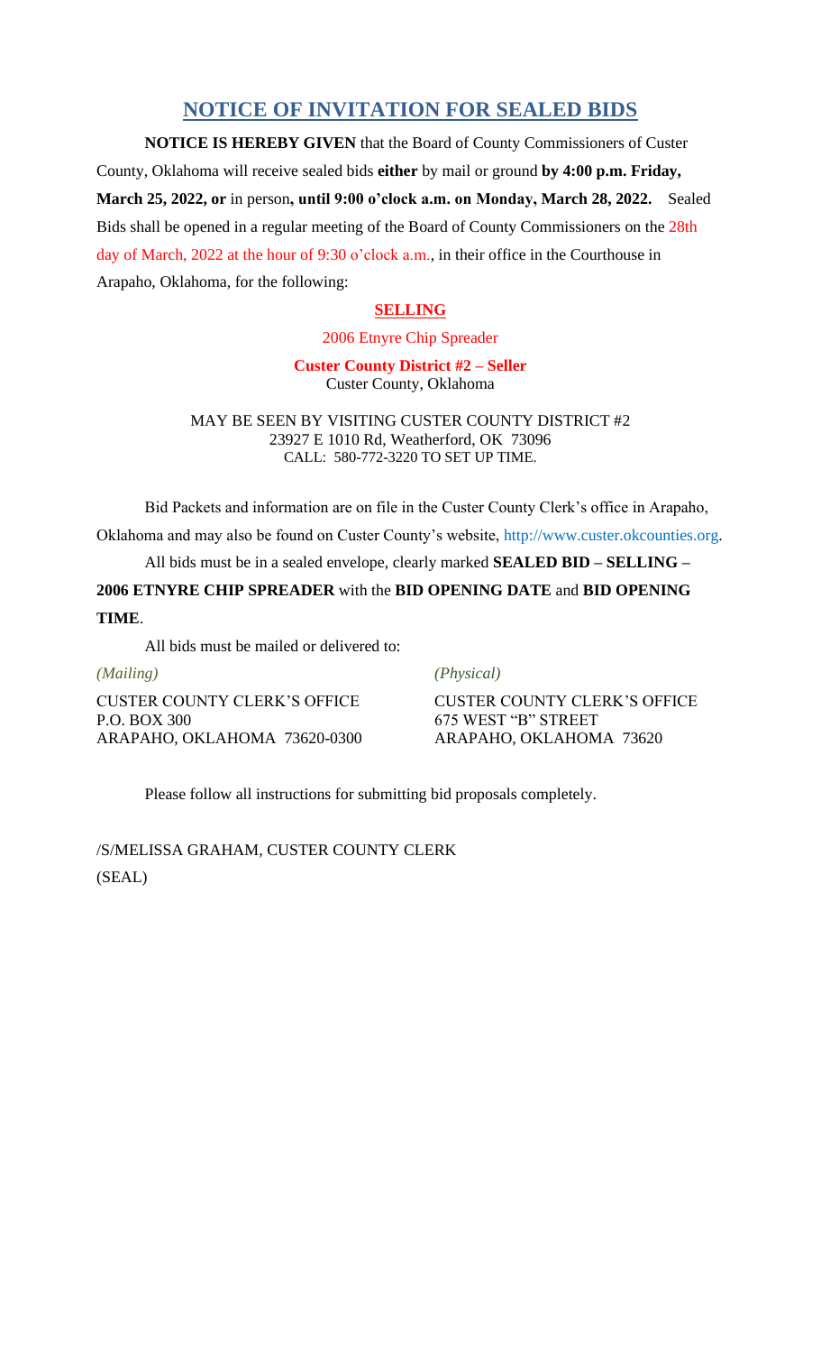# NOTICE OF INVITATION FOR SEALED BIDS

**NOTICE IS HEREBY GIVEN** that the Board of County Commissioners of Custer County, Oklahoma will receive sealed bids **either** by mail or ground **by 4:00 p.m. Friday, March 25, 2022, or** in person**, until 9:00 o'clock a.m. on Monday, March 28, 2022.** Sealed Bids shall be opened in a regular meeting of the Board of County Commissioners on the 28th day of March, 2022 at the hour of 9:30 o'clock a.m., in their office in the Courthouse in Arapaho, Oklahoma, for the following:

**SELLING**

2006 Etnyre Chip Spreader

**Custer County District #2 – Seller**
Custer County, Oklahoma

MAY BE SEEN BY VISITING CUSTER COUNTY DISTRICT #2
23927 E 1010 Rd, Weatherford, OK 73096
CALL: 580-772-3220 TO SET UP TIME.

Bid Packets and information are on file in the Custer County Clerk's office in Arapaho, Oklahoma and may also be found on Custer County's website, http://www.custer.okcounties.org.

All bids must be in a sealed envelope, clearly marked **SEALED BID – SELLING – 2006 ETNYRE CHIP SPREADER** with the **BID OPENING DATE** and **BID OPENING TIME**.

All bids must be mailed or delivered to:

*(Mailing)*

CUSTER COUNTY CLERK'S OFFICE
P.O. BOX 300
ARAPAHO, OKLAHOMA 73620-0300

*(Physical)*

CUSTER COUNTY CLERK'S OFFICE
675 WEST "B" STREET
ARAPAHO, OKLAHOMA 73620

Please follow all instructions for submitting bid proposals completely.

/S/MELISSA GRAHAM, CUSTER COUNTY CLERK
(SEAL)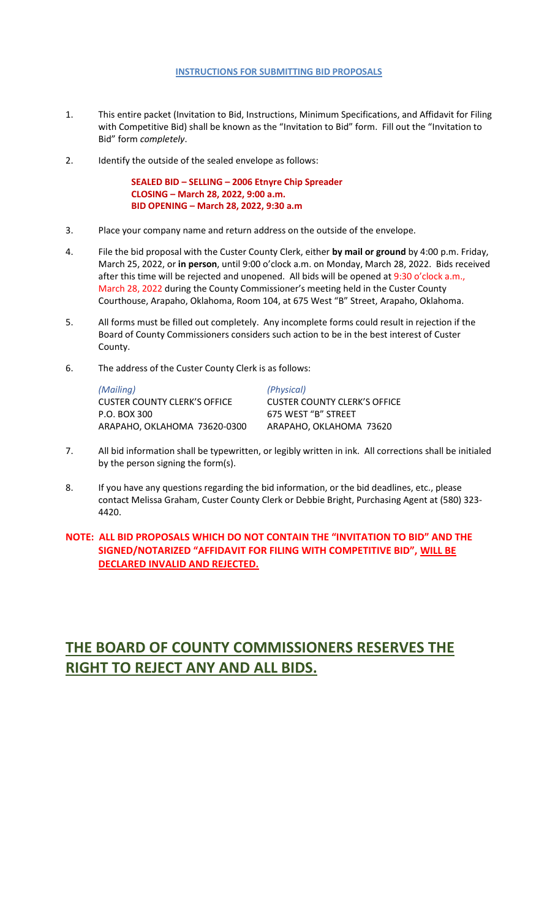## INSTRUCTIONS FOR SUBMITTING BID PROPOSALS

1. This entire packet (Invitation to Bid, Instructions, Minimum Specifications, and Affidavit for Filing with Competitive Bid) shall be known as the "Invitation to Bid" form. Fill out the "Invitation to Bid" form *completely*.

2. Identify the outside of the sealed envelope as follows:

   **SEALED BID – SELLING – 2006 Etnyre Chip Spreader**
   **CLOSING – March 28, 2022, 9:00 a.m.**
   **BID OPENING – March 28, 2022, 9:30 a.m**

3. Place your company name and return address on the outside of the envelope.

4. File the bid proposal with the Custer County Clerk, either **by mail or ground** by 4:00 p.m. Friday, March 25, 2022, or **in person**, until 9:00 o'clock a.m. on Monday, March 28, 2022. Bids received after this time will be rejected and unopened. All bids will be opened at 9:30 o'clock a.m., March 28, 2022 during the County Commissioner's meeting held in the Custer County Courthouse, Arapaho, Oklahoma, Room 104, at 675 West "B" Street, Arapaho, Oklahoma.

5. All forms must be filled out completely. Any incomplete forms could result in rejection if the Board of County Commissioners considers such action to be in the best interest of Custer County.

6. The address of the Custer County Clerk is as follows:

| *(Mailing)* | *(Physical)* |
|---|---|
| CUSTER COUNTY CLERK'S OFFICE | CUSTER COUNTY CLERK'S OFFICE |
| P.O. BOX 300 | 675 WEST "B" STREET |
| ARAPAHO, OKLAHOMA 73620-0300 | ARAPAHO, OKLAHOMA 73620 |

7. All bid information shall be typewritten, or legibly written in ink. All corrections shall be initialed by the person signing the form(s).

8. If you have any questions regarding the bid information, or the bid deadlines, etc., please contact Melissa Graham, Custer County Clerk or Debbie Bright, Purchasing Agent at (580) 323-4420.

**NOTE: ALL BID PROPOSALS WHICH DO NOT CONTAIN THE "INVITATION TO BID" AND THE SIGNED/NOTARIZED "AFFIDAVIT FOR FILING WITH COMPETITIVE BID", WILL BE DECLARED INVALID AND REJECTED.**

# THE BOARD OF COUNTY COMMISSIONERS RESERVES THE RIGHT TO REJECT ANY AND ALL BIDS.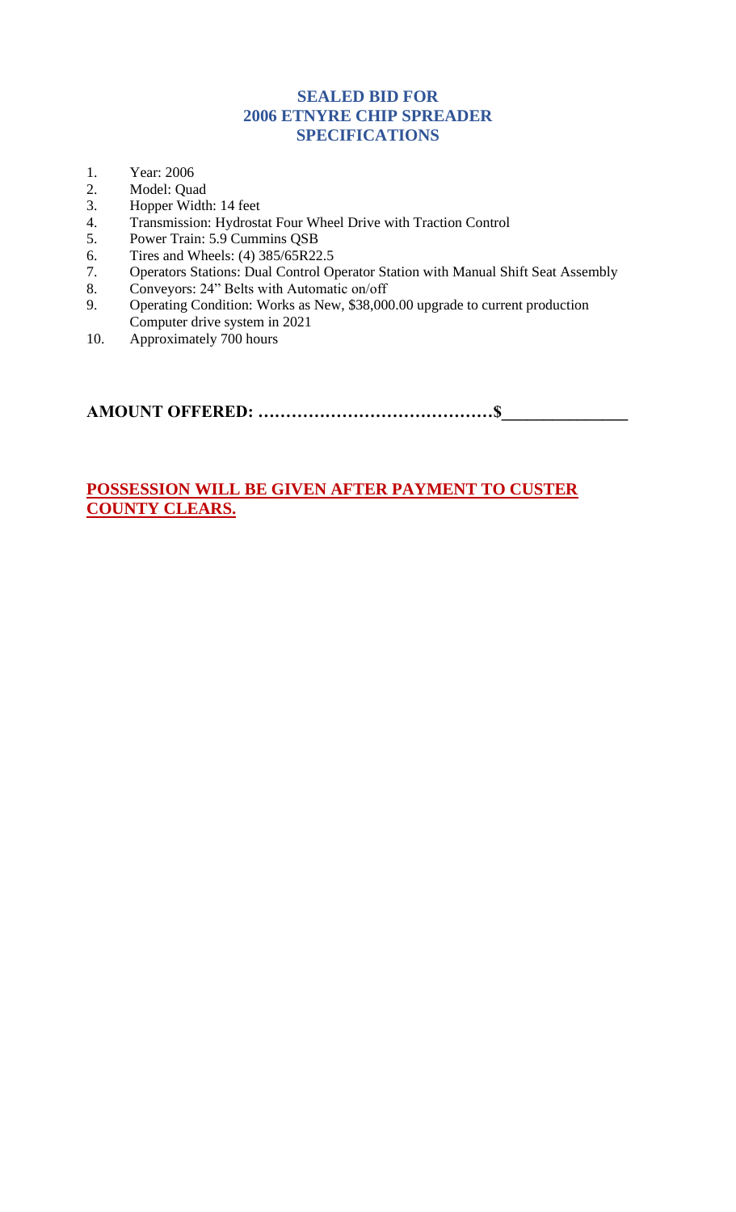# SEALED BID FOR
# 2006 ETNYRE CHIP SPREADER
# SPECIFICATIONS

1. Year: 2006
2. Model: Quad
3. Hopper Width: 14 feet
4. Transmission: Hydrostat Four Wheel Drive with Traction Control
5. Power Train: 5.9 Cummins QSB
6. Tires and Wheels: (4) 385/65R22.5
7. Operators Stations: Dual Control Operator Station with Manual Shift Seat Assembly
8. Conveyors: 24" Belts with Automatic on/off
9. Operating Condition: Works as New, $38,000.00 upgrade to current production Computer drive system in 2021
10. Approximately 700 hours

**AMOUNT OFFERED: ……………………………………$_______________**

**POSSESSION WILL BE GIVEN AFTER PAYMENT TO CUSTER COUNTY CLEARS.**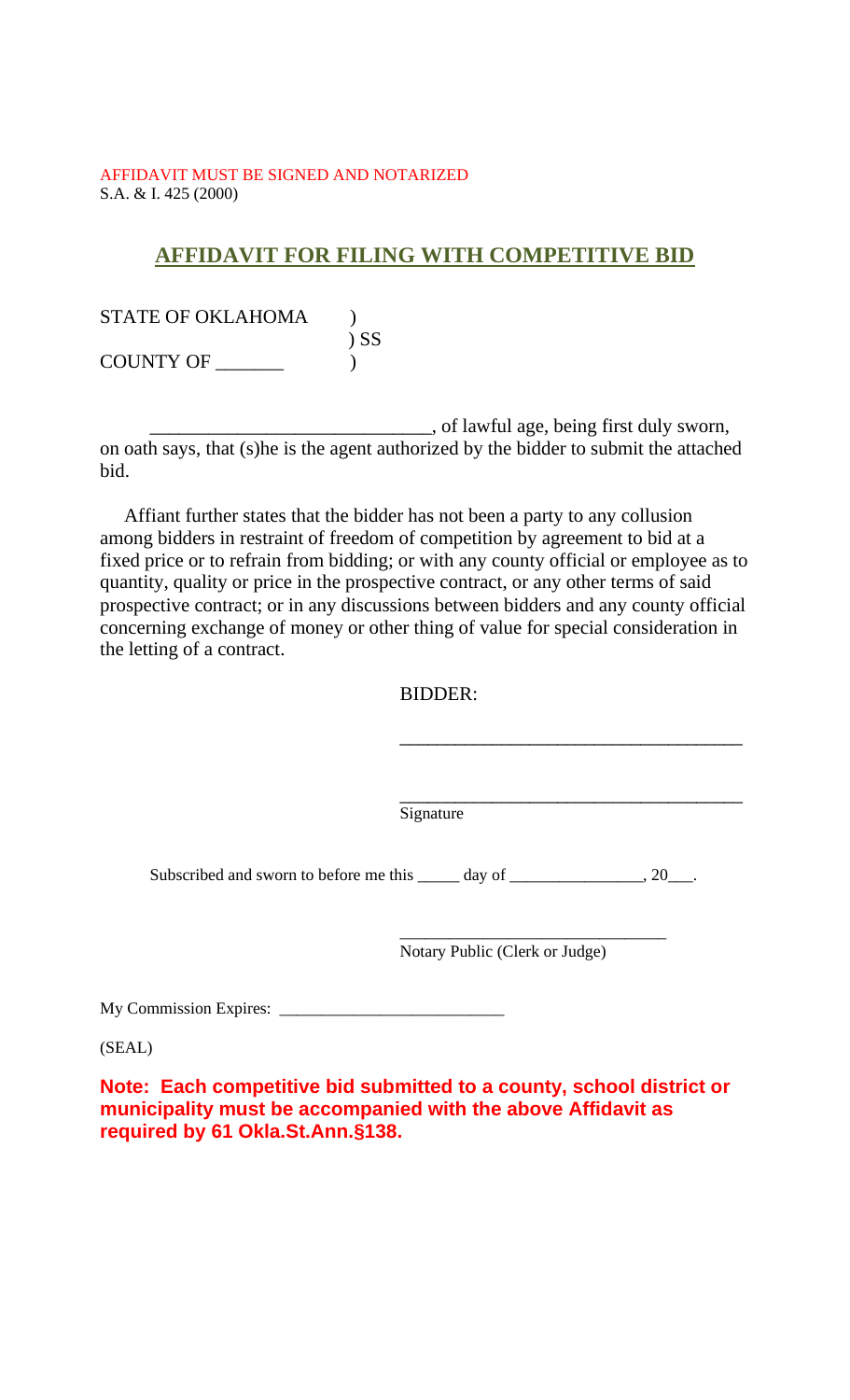AFFIDAVIT MUST BE SIGNED AND NOTARIZED
S.A. & I. 425 (2000)

## AFFIDAVIT FOR FILING WITH COMPETITIVE BID

STATE OF OKLAHOMA )
) SS
COUNTY OF _______ )

_____________________________, of lawful age, being first duly sworn, on oath says, that (s)he is the agent authorized by the bidder to submit the attached bid.

Affiant further states that the bidder has not been a party to any collusion among bidders in restraint of freedom of competition by agreement to bid at a fixed price or to refrain from bidding; or with any county official or employee as to quantity, quality or price in the prospective contract, or any other terms of said prospective contract; or in any discussions between bidders and any county official concerning exchange of money or other thing of value for special consideration in the letting of a contract.

BIDDER:

_____________________________________

_____________________________________
Signature

Subscribed and sworn to before me this _____ day of ________________, 20___.

_______________________________
Notary Public (Clerk or Judge)

My Commission Expires: ___________________________

(SEAL)

**Note: Each competitive bid submitted to a county, school district or municipality must be accompanied with the above Affidavit as required by 61 Okla.St.Ann.§138.**